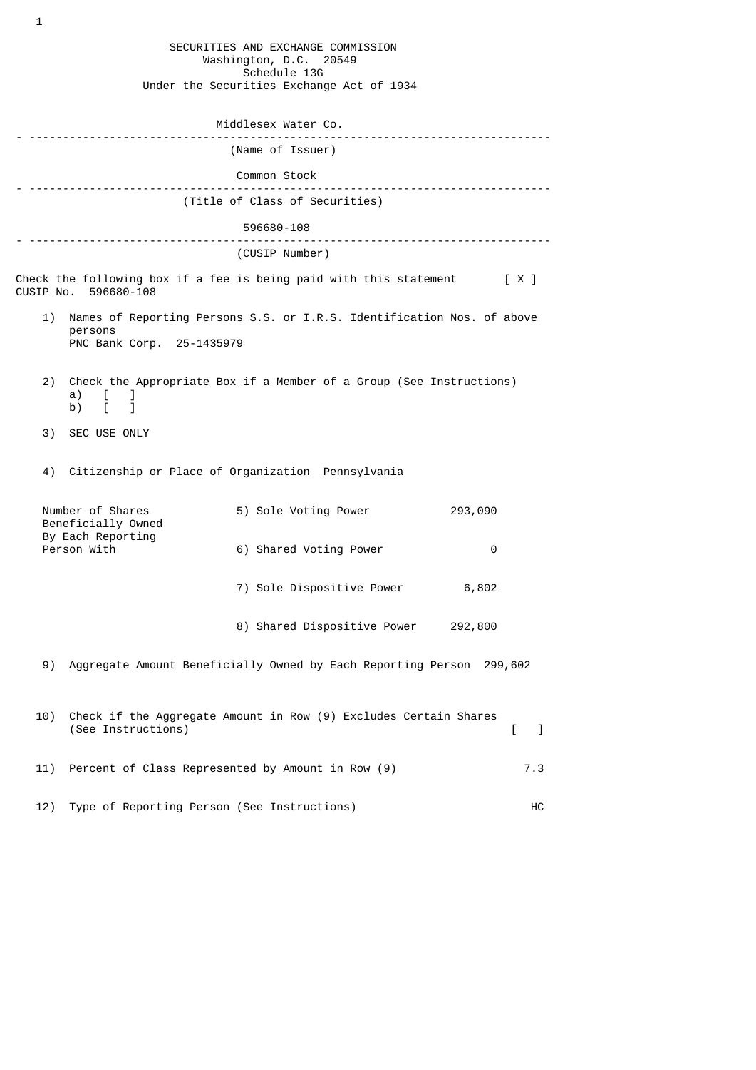SECURITIES AND EXCHANGE COMMISSION
Washington, D.C. 20549
Schedule 13G
Under the Securities Exchange Act of 1934

Middlesex Water Co.

(Name of Issuer)

Common Stock

(Title of Class of Securities)

596680-108

(CUSIP Number)

Check the following box if a fee is being paid with this statement [ X ]

CUSIP No. 596680-108

1) Names of Reporting Persons S.S. or I.R.S. Identification Nos. of above persons
   PNC Bank Corp. 25-1435979

2) Check the Appropriate Box if a Member of a Group (See Instructions)
   a) [ ]
   b) [ ]

3) SEC USE ONLY

4) Citizenship or Place of Organization Pennsylvania

| Number of Shares Beneficially Owned By Each Reporting Person With | | |
|---|---|---|
| | 5) Sole Voting Power | 293,090 |
| | 6) Shared Voting Power | 0 |
| | 7) Sole Dispositive Power | 6,802 |
| | 8) Shared Dispositive Power | 292,800 |

9) Aggregate Amount Beneficially Owned by Each Reporting Person 299,602

10) Check if the Aggregate Amount in Row (9) Excludes Certain Shares (See Instructions) [ ]

11) Percent of Class Represented by Amount in Row (9) 7.3

12) Type of Reporting Person (See Instructions) HC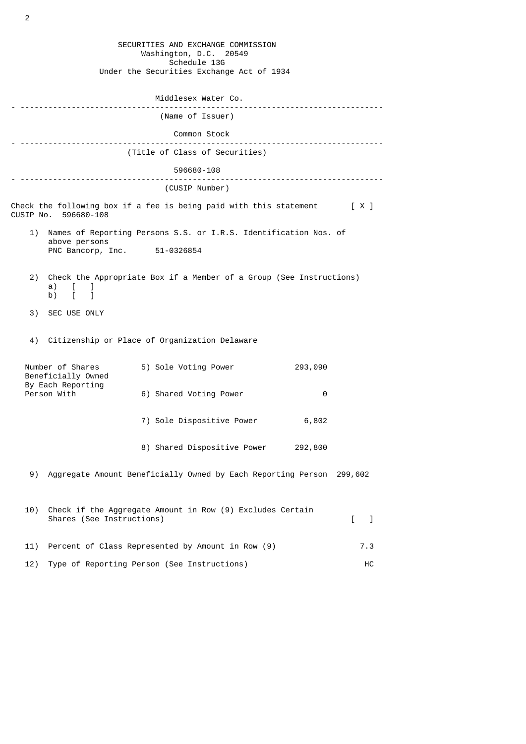SECURITIES AND EXCHANGE COMMISSION
Washington, D.C. 20549
Schedule 13G
Under the Securities Exchange Act of 1934

Middlesex Water Co.

---

(Name of Issuer)

Common Stock

---

(Title of Class of Securities)

596680-108

---

(CUSIP Number)

Check the following box if a fee is being paid with this statement [ X ]

CUSIP No. 596680-108

1) Names of Reporting Persons S.S. or I.R.S. Identification Nos. of above persons
PNC Bancorp, Inc. 51-0326854

2) Check the Appropriate Box if a Member of a Group (See Instructions)
a) [ ]
b) [ ]

3) SEC USE ONLY

4) Citizenship or Place of Organization Delaware

| Number of Shares Beneficially Owned By Each Reporting Person With | | |
|---|---|---|
| | 5) Sole Voting Power | 293,090 |
| | 6) Shared Voting Power | 0 |
| | 7) Sole Dispositive Power | 6,802 |
| | 8) Shared Dispositive Power | 292,800 |

9) Aggregate Amount Beneficially Owned by Each Reporting Person 299,602

10) Check if the Aggregate Amount in Row (9) Excludes Certain Shares (See Instructions) [ ]

11) Percent of Class Represented by Amount in Row (9) 7.3

12) Type of Reporting Person (See Instructions) HC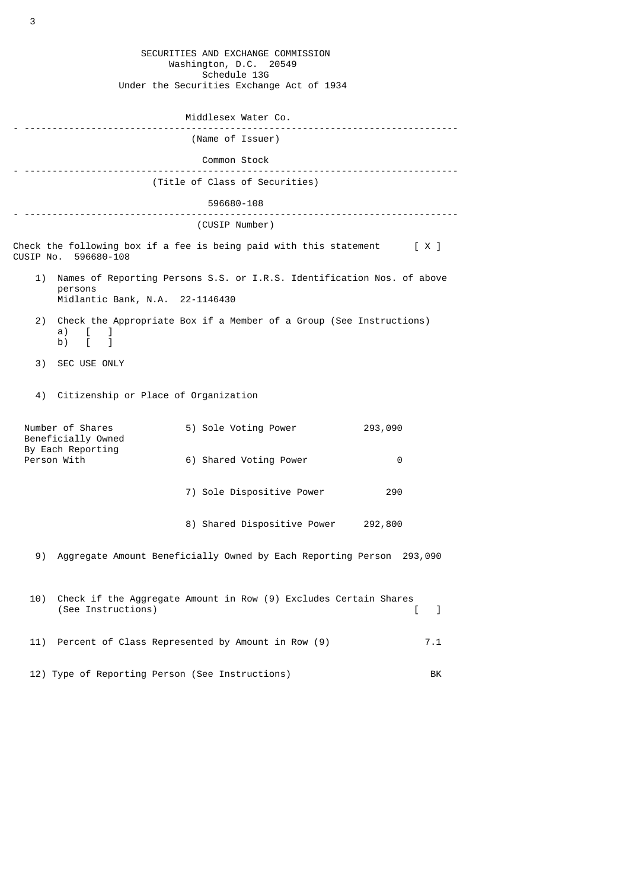SECURITIES AND EXCHANGE COMMISSION
Washington, D.C. 20549
Schedule 13G
Under the Securities Exchange Act of 1934

Middlesex Water Co.

---

(Name of Issuer)

Common Stock

---

(Title of Class of Securities)

596680-108

---

(CUSIP Number)

Check the following box if a fee is being paid with this statement [ X ]
CUSIP No. 596680-108

1) Names of Reporting Persons S.S. or I.R.S. Identification Nos. of above persons
Midlantic Bank, N.A. 22-1146430

2) Check the Appropriate Box if a Member of a Group (See Instructions)
a) [ ]
b) [ ]

3) SEC USE ONLY

4) Citizenship or Place of Organization

| Number of Shares Beneficially Owned By Each Reporting Person With | | |
|---|---|---|
| | 5) Sole Voting Power | 293,090 |
| | 6) Shared Voting Power | 0 |
| | 7) Sole Dispositive Power | 290 |
| | 8) Shared Dispositive Power | 292,800 |

9) Aggregate Amount Beneficially Owned by Each Reporting Person 293,090

10) Check if the Aggregate Amount in Row (9) Excludes Certain Shares (See Instructions) [ ]

11) Percent of Class Represented by Amount in Row (9) 7.1

12) Type of Reporting Person (See Instructions) BK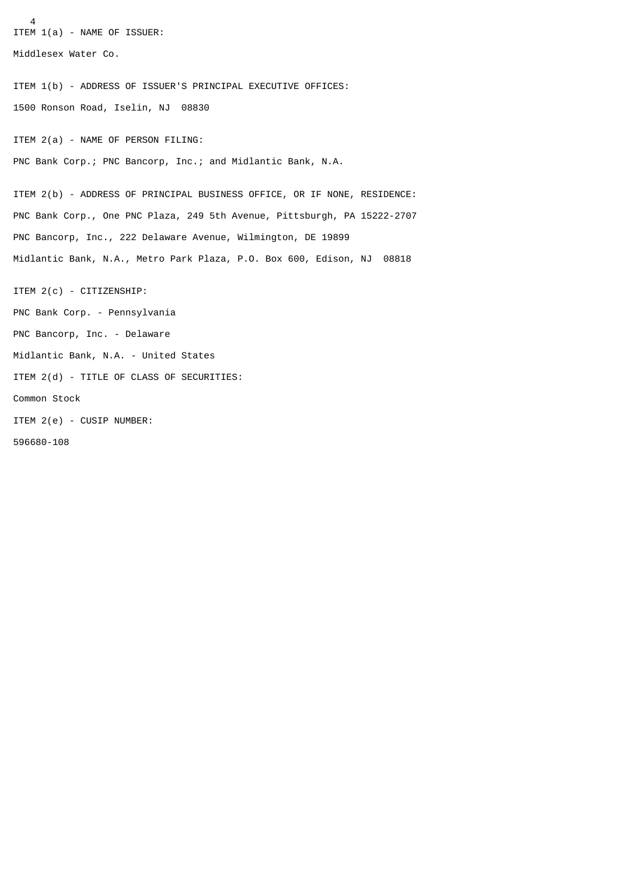ITEM 1(a) - NAME OF ISSUER:

Middlesex Water Co.

ITEM 1(b) - ADDRESS OF ISSUER'S PRINCIPAL EXECUTIVE OFFICES:

1500 Ronson Road, Iselin, NJ 08830

ITEM 2(a) - NAME OF PERSON FILING:

PNC Bank Corp.; PNC Bancorp, Inc.; and Midlantic Bank, N.A.

ITEM 2(b) - ADDRESS OF PRINCIPAL BUSINESS OFFICE, OR IF NONE, RESIDENCE:

PNC Bank Corp., One PNC Plaza, 249 5th Avenue, Pittsburgh, PA 15222-2707

PNC Bancorp, Inc., 222 Delaware Avenue, Wilmington, DE 19899

Midlantic Bank, N.A., Metro Park Plaza, P.O. Box 600, Edison, NJ 08818

ITEM 2(c) - CITIZENSHIP:

PNC Bank Corp. - Pennsylvania

PNC Bancorp, Inc. - Delaware

Midlantic Bank, N.A. - United States

ITEM 2(d) - TITLE OF CLASS OF SECURITIES:

Common Stock

ITEM 2(e) - CUSIP NUMBER:

596680-108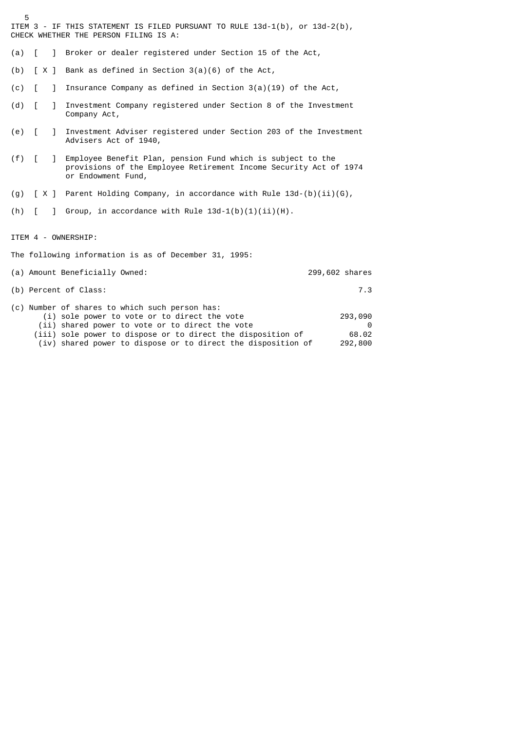ITEM 3 - IF THIS STATEMENT IS FILED PURSUANT TO RULE 13d-1(b), or 13d-2(b), CHECK WHETHER THE PERSON FILING IS A:

(a) [ ] Broker or dealer registered under Section 15 of the Act,

(b) [ X ] Bank as defined in Section 3(a)(6) of the Act,

(c) [ ] Insurance Company as defined in Section 3(a)(19) of the Act,

(d) [ ] Investment Company registered under Section 8 of the Investment Company Act,

(e) [ ] Investment Adviser registered under Section 203 of the Investment Advisers Act of 1940,

(f) [ ] Employee Benefit Plan, pension Fund which is subject to the provisions of the Employee Retirement Income Security Act of 1974 or Endowment Fund,

(g) [ X ] Parent Holding Company, in accordance with Rule 13d-(b)(ii)(G),

(h) [ ] Group, in accordance with Rule 13d-1(b)(1)(ii)(H).

ITEM 4 - OWNERSHIP:

The following information is as of December 31, 1995:

| | |
|---|---|
| (a) Amount Beneficially Owned: | 299,602 shares |
| (b) Percent of Class: | 7.3 |
| (c) Number of shares to which such person has: | |
| (i) sole power to vote or to direct the vote | 293,090 |
| (ii) shared power to vote or to direct the vote | 0 |
| (iii) sole power to dispose or to direct the disposition of | 68.02 |
| (iv) shared power to dispose or to direct the disposition of | 292,800 |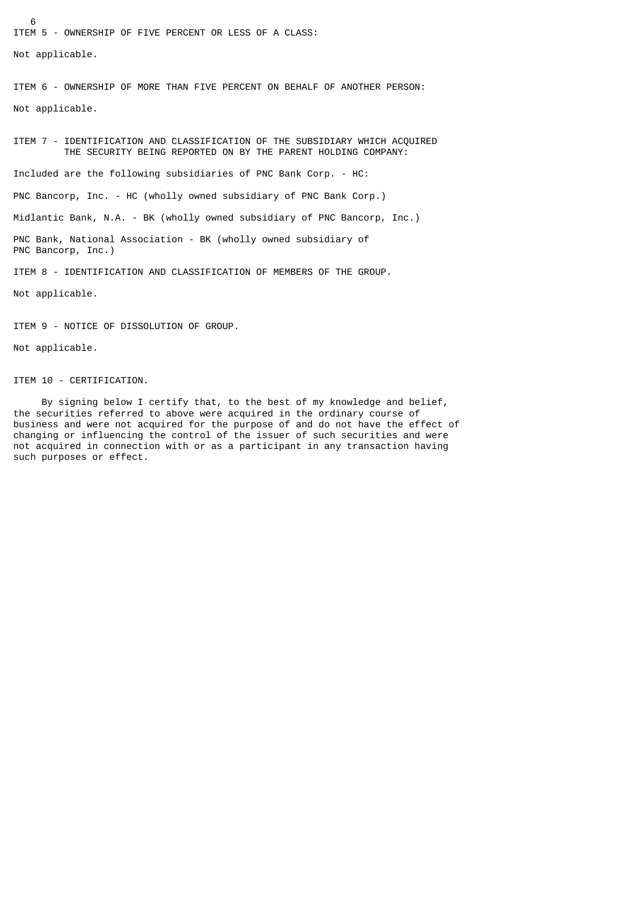ITEM 5 - OWNERSHIP OF FIVE PERCENT OR LESS OF A CLASS:

Not applicable.

ITEM 6 - OWNERSHIP OF MORE THAN FIVE PERCENT ON BEHALF OF ANOTHER PERSON:

Not applicable.

ITEM 7 - IDENTIFICATION AND CLASSIFICATION OF THE SUBSIDIARY WHICH ACQUIRED THE SECURITY BEING REPORTED ON BY THE PARENT HOLDING COMPANY:

Included are the following subsidiaries of PNC Bank Corp. - HC:

PNC Bancorp, Inc. - HC (wholly owned subsidiary of PNC Bank Corp.)

Midlantic Bank, N.A. - BK (wholly owned subsidiary of PNC Bancorp, Inc.)

PNC Bank, National Association - BK (wholly owned subsidiary of PNC Bancorp, Inc.)

ITEM 8 - IDENTIFICATION AND CLASSIFICATION OF MEMBERS OF THE GROUP.

Not applicable.

ITEM 9 - NOTICE OF DISSOLUTION OF GROUP.

Not applicable.

ITEM 10 - CERTIFICATION.

By signing below I certify that, to the best of my knowledge and belief, the securities referred to above were acquired in the ordinary course of business and were not acquired for the purpose of and do not have the effect of changing or influencing the control of the issuer of such securities and were not acquired in connection with or as a participant in any transaction having such purposes or effect.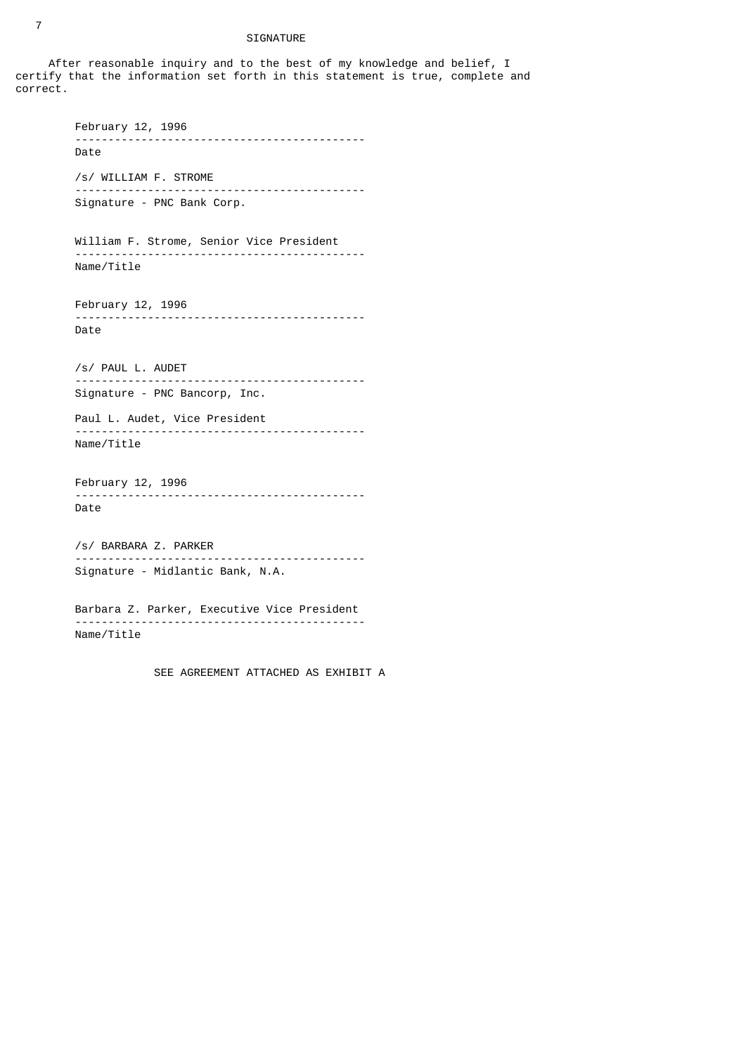## SIGNATURE

After reasonable inquiry and to the best of my knowledge and belief, I certify that the information set forth in this statement is true, complete and correct.

February 12, 1996
-------------------------------------------
Date

/s/ WILLIAM F. STROME
-------------------------------------------
Signature - PNC Bank Corp.

William F. Strome, Senior Vice President
-------------------------------------------
Name/Title

February 12, 1996
-------------------------------------------
Date

/s/ PAUL L. AUDET
-------------------------------------------
Signature - PNC Bancorp, Inc.

Paul L. Audet, Vice President
-------------------------------------------
Name/Title

February 12, 1996
-------------------------------------------
Date

/s/ BARBARA Z. PARKER
-------------------------------------------
Signature - Midlantic Bank, N.A.

Barbara Z. Parker, Executive Vice President
-------------------------------------------
Name/Title

SEE AGREEMENT ATTACHED AS EXHIBIT A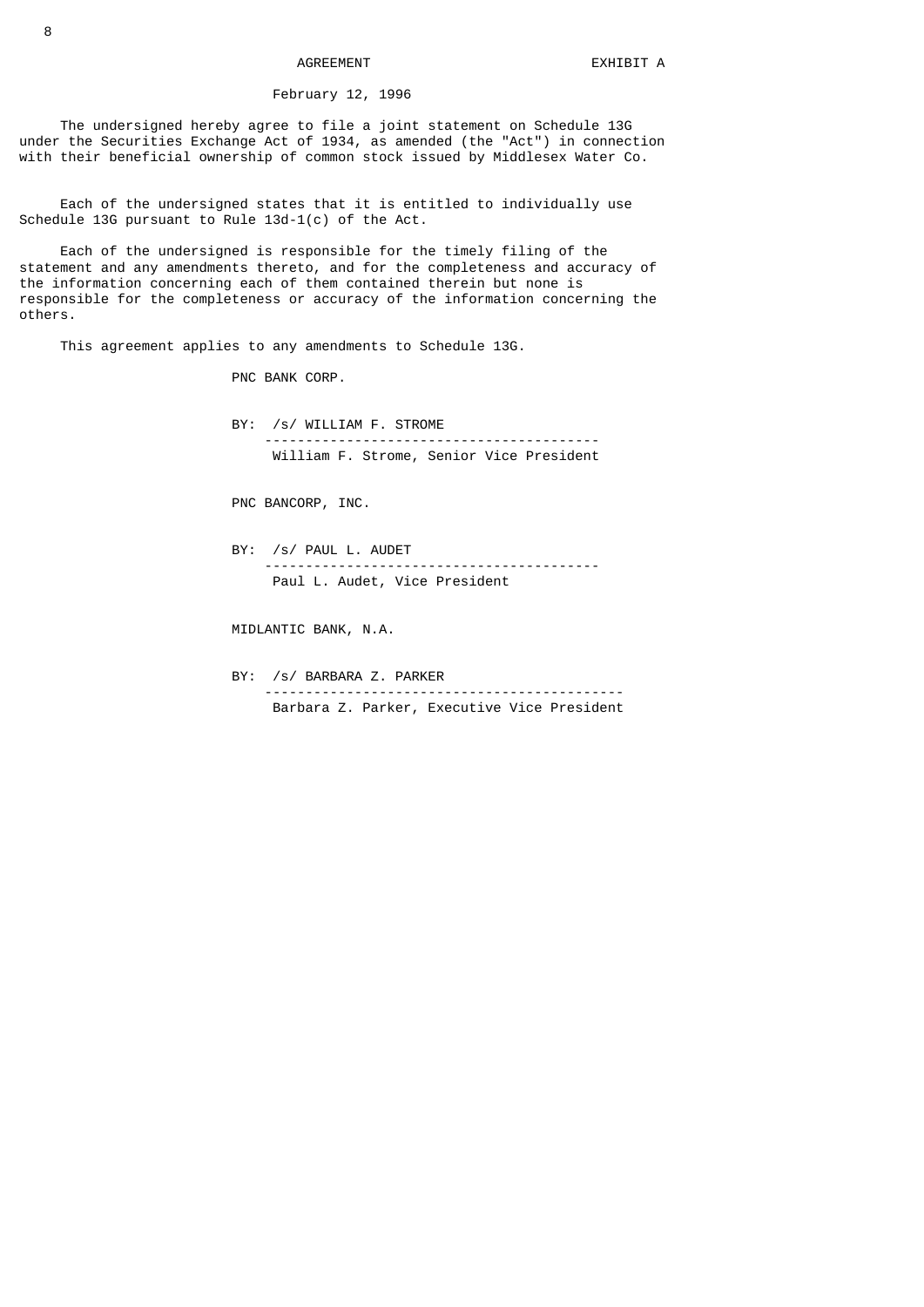AGREEMENT EXHIBIT A

February 12, 1996

The undersigned hereby agree to file a joint statement on Schedule 13G under the Securities Exchange Act of 1934, as amended (the "Act") in connection with their beneficial ownership of common stock issued by Middlesex Water Co.

Each of the undersigned states that it is entitled to individually use Schedule 13G pursuant to Rule 13d-1(c) of the Act.

Each of the undersigned is responsible for the timely filing of the statement and any amendments thereto, and for the completeness and accuracy of the information concerning each of them contained therein but none is responsible for the completeness or accuracy of the information concerning the others.

This agreement applies to any amendments to Schedule 13G.

PNC BANK CORP.

BY: /s/ WILLIAM F. STROME

William F. Strome, Senior Vice President

PNC BANCORP, INC.

BY: /s/ PAUL L. AUDET

Paul L. Audet, Vice President

MIDLANTIC BANK, N.A.

BY: /s/ BARBARA Z. PARKER

Barbara Z. Parker, Executive Vice President